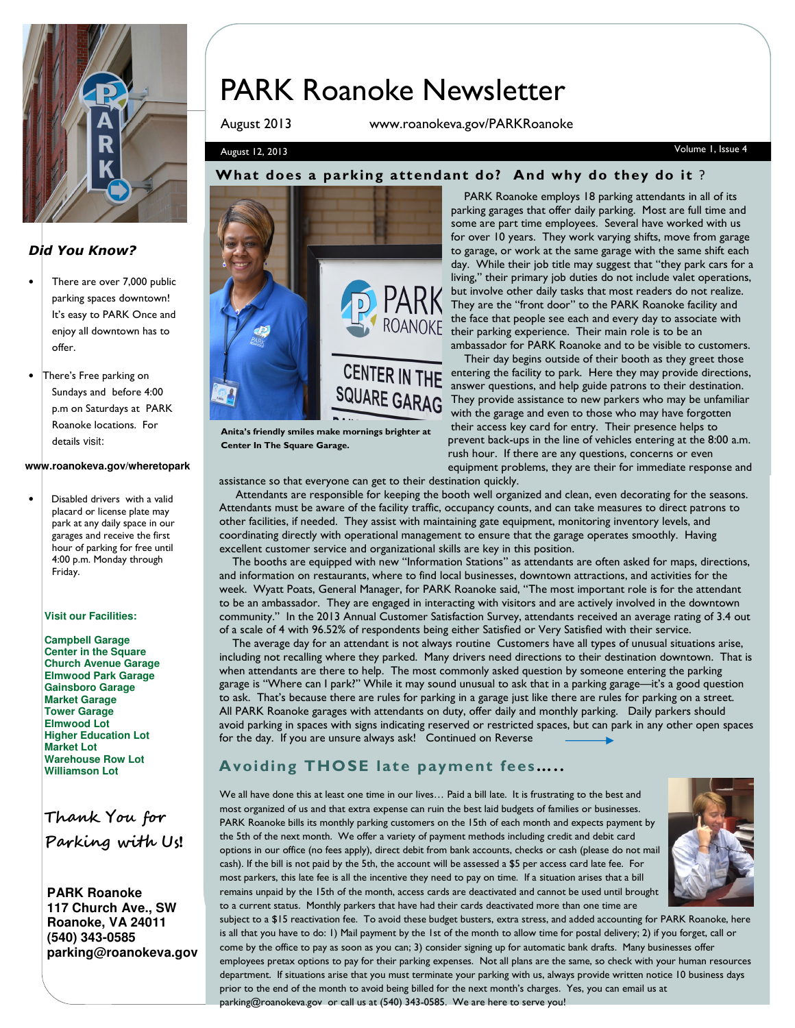# PARK Roanoke Newsletter

August 2013 www.roanokeva.gov/PARKRoanoke

August 12, 2013 Volume 1, Issue 4

## What does a parking attendant do? And why do they do it ?

Anita's friendly smiles make mornings brighter at Center In The Square Garage.

PARK Roanoke employs 18 parking attendants in all of its parking garages that offer daily parking. Most are full time and some are part time employees. Several have worked with us for over 10 years. They work varying shifts, move from garage to garage, or work at the same garage with the same shift each day. While their job title may suggest that "they park cars for a living," their primary job duties do not include valet operations, but involve other daily tasks that most readers do not realize. They are the "front door" to the PARK Roanoke facility and the face that people see each and every day to associate with their parking experience. Their main role is to be an ambassador for PARK Roanoke and to be visible to customers.

Their day begins outside of their booth as they greet those entering the facility to park. Here they may provide directions, answer questions, and help guide patrons to their destination. They provide assistance to new parkers who may be unfamiliar with the garage and even to those who may have forgotten their access key card for entry. Their presence helps to prevent back-ups in the line of vehicles entering at the 8:00 a.m. rush hour. If there are any questions, concerns or even equipment problems, they are their for immediate response and assistance so that everyone can get to their destination quickly.

Attendants are responsible for keeping the booth well organized and clean, even decorating for the seasons. Attendants must be aware of the facility traffic, occupancy counts, and can take measures to direct patrons to other facilities, if needed. They assist with maintaining gate equipment, monitoring inventory levels, and coordinating directly with operational management to ensure that the garage operates smoothly. Having excellent customer service and organizational skills are key in this position.

The booths are equipped with new "Information Stations" as attendants are often asked for maps, directions, and information on restaurants, where to find local businesses, downtown attractions, and activities for the week. Wyatt Poats, General Manager, for PARK Roanoke said, "The most important role is for the attendant to be an ambassador. They are engaged in interacting with visitors and are actively involved in the downtown community." In the 2013 Annual Customer Satisfaction Survey, attendants received an average rating of 3.4 out of a scale of 4 with 96.52% of respondents being either Satisfied or Very Satisfied with their service.

The average day for an attendant is not always routine Customers have all types of unusual situations arise, including not recalling where they parked. Many drivers need directions to their destination downtown. That is when attendants are there to help. The most commonly asked question by someone entering the parking garage is "Where can I park?" While it may sound unusual to ask that in a parking garage—it's a good question to ask. That's because there are rules for parking in a garage just like there are rules for parking on a street. All PARK Roanoke garages with attendants on duty, offer daily and monthly parking. Daily parkers should avoid parking in spaces with signs indicating reserved or restricted spaces, but can park in any other open spaces for the day. If you are unsure always ask! Continued on Reverse

## Avoiding THOSE late payment fees.....

We all have done this at least one time in our lives… Paid a bill late. It is frustrating to the best and most organized of us and that extra expense can ruin the best laid budgets of families or businesses. PARK Roanoke bills its monthly parking customers on the 15th of each month and expects payment by the 5th of the next month. We offer a variety of payment methods including credit and debit card options in our office (no fees apply), direct debit from bank accounts, checks or cash (please do not mail cash). If the bill is not paid by the 5th, the account will be assessed a $5 per access card late fee. For most parkers, this late fee is all the incentive they need to pay on time. If a situation arises that a bill remains unpaid by the 15th of the month, access cards are deactivated and cannot be used until brought to a current status. Monthly parkers that have had their cards deactivated more than one time are subject to a $15 reactivation fee. To avoid these budget busters, extra stress, and added accounting for PARK Roanoke, here is all that you have to do: 1) Mail payment by the 1st of the month to allow time for postal delivery; 2) if you forget, call or come by the office to pay as soon as you can; 3) consider signing up for automatic bank drafts. Many businesses offer employees pretax options to pay for their parking expenses. Not all plans are the same, so check with your human resources department. If situations arise that you must terminate your parking with us, always provide written notice 10 business days prior to the end of the month to avoid being billed for the next month's charges. Yes, you can email us at parking@roanokeva.gov or call us at (540) 343-0585. We are here to serve you!

---

### *Did You Know?*

- There are over 7,000 public parking spaces downtown! It's easy to PARK Once and enjoy all downtown has to offer.
- There's Free parking on Sundays and before 4:00 p.m on Saturdays at PARK Roanoke locations. For details visit:

**www.roanokeva.gov/wheretopark**

- Disabled drivers with a valid placard or license plate may park at any daily space in our garages and receive the first hour of parking for free until 4:00 p.m. Monday through Friday.

**Visit our Facilities:**

**Campbell Garage**
**Center in the Square**
**Church Avenue Garage**
**Elmwood Park Garage**
**Gainsboro Garage**
**Market Garage**
**Tower Garage**
**Elmwood Lot**
**Higher Education Lot**
**Market Lot**
**Warehouse Row Lot**
**Williamson Lot**

*Thank You for Parking with Us!*

**PARK Roanoke**
**117 Church Ave., SW**
**Roanoke, VA 24011**
**(540) 343-0585**
**parking@roanokeva.gov**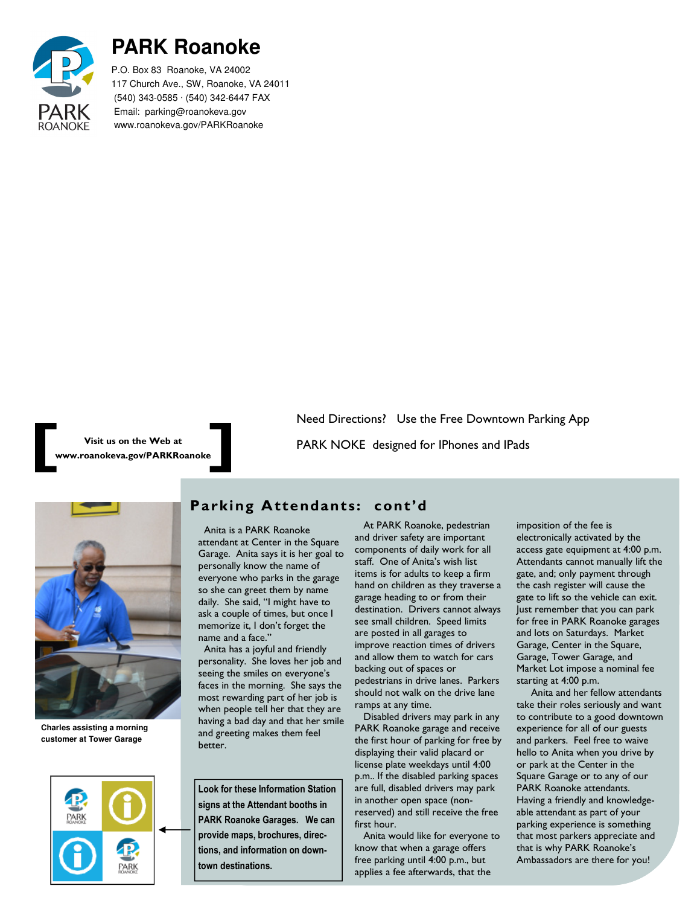# PARK Roanoke

P.O. Box 83 Roanoke, VA 24002
117 Church Ave., SW, Roanoke, VA 24011
(540) 343-0585 · (540) 342-6447 FAX
Email: parking@roanokeva.gov
www.roanokeva.gov/PARKRoanoke

**Visit us on the Web at www.roanokeva.gov/PARKRoanoke**

Need Directions? Use the Free Downtown Parking App

PARK NOKE designed for IPhones and IPads

**Charles assisting a morning customer at Tower Garage**

**Look for these Information Station signs at the Attendant booths in PARK Roanoke Garages. We can provide maps, brochures, directions, and information on downtown destinations.**

## Parking Attendants: cont'd

Anita is a PARK Roanoke attendant at Center in the Square Garage. Anita says it is her goal to personally know the name of everyone who parks in the garage so she can greet them by name daily. She said, "I might have to ask a couple of times, but once I memorize it, I don't forget the name and a face."

Anita has a joyful and friendly personality. She loves her job and seeing the smiles on everyone's faces in the morning. She says the most rewarding part of her job is when people tell her that they are having a bad day and that her smile and greeting makes them feel better.

At PARK Roanoke, pedestrian and driver safety are important components of daily work for all staff. One of Anita's wish list items is for adults to keep a firm hand on children as they traverse a garage heading to or from their destination. Drivers cannot always see small children. Speed limits are posted in all garages to improve reaction times of drivers and allow them to watch for cars backing out of spaces or pedestrians in drive lanes. Parkers should not walk on the drive lane ramps at any time.

Disabled drivers may park in any PARK Roanoke garage and receive the first hour of parking for free by displaying their valid placard or license plate weekdays until 4:00 p.m.. If the disabled parking spaces are full, disabled drivers may park in another open space (non-reserved) and still receive the free first hour.

Anita would like for everyone to know that when a garage offers free parking until 4:00 p.m., but applies a fee afterwards, that the imposition of the fee is electronically activated by the access gate equipment at 4:00 p.m. Attendants cannot manually lift the gate, and; only payment through the cash register will cause the gate to lift so the vehicle can exit. Just remember that you can park for free in PARK Roanoke garages and lots on Saturdays. Market Garage, Center in the Square, Garage, Tower Garage, and Market Lot impose a nominal fee starting at 4:00 p.m.

Anita and her fellow attendants take their roles seriously and want to contribute to a good downtown experience for all of our guests and parkers. Feel free to waive hello to Anita when you drive by or park at the Center in the Square Garage or to any of our PARK Roanoke attendants. Having a friendly and knowledgeable attendant as part of your parking experience is something that most parkers appreciate and that is why PARK Roanoke's Ambassadors are there for you!